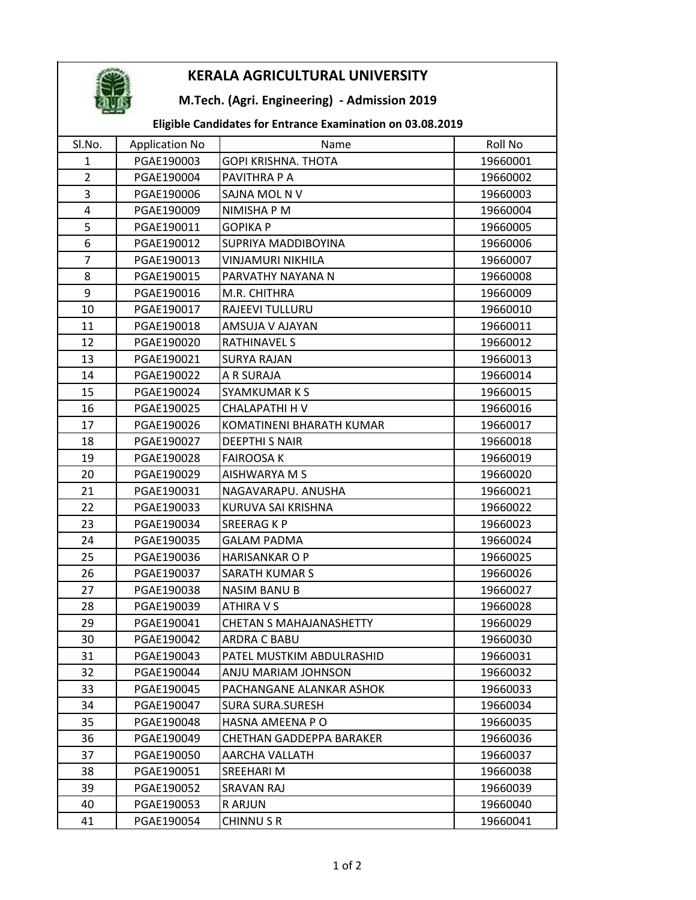# KERALA AGRICULTURAL UNIVERSITY

## M.Tech. (Agri. Engineering) - Admission 2019

### Eligible Candidates for Entrance Examination on 03.08.2019

| Sl.No. | Application No | Name | Roll No |
|---|---|---|---|
| 1 | PGAE190003 | GOPI KRISHNA. THOTA | 19660001 |
| 2 | PGAE190004 | PAVITHRA P A | 19660002 |
| 3 | PGAE190006 | SAJNA MOL N V | 19660003 |
| 4 | PGAE190009 | NIMISHA P M | 19660004 |
| 5 | PGAE190011 | GOPIKA P | 19660005 |
| 6 | PGAE190012 | SUPRIYA MADDIBOYINA | 19660006 |
| 7 | PGAE190013 | VINJAMURI NIKHILA | 19660007 |
| 8 | PGAE190015 | PARVATHY NAYANA N | 19660008 |
| 9 | PGAE190016 | M.R. CHITHRA | 19660009 |
| 10 | PGAE190017 | RAJEEVI TULLURU | 19660010 |
| 11 | PGAE190018 | AMSUJA V AJAYAN | 19660011 |
| 12 | PGAE190020 | RATHINAVEL S | 19660012 |
| 13 | PGAE190021 | SURYA RAJAN | 19660013 |
| 14 | PGAE190022 | A R SURAJA | 19660014 |
| 15 | PGAE190024 | SYAMKUMAR K S | 19660015 |
| 16 | PGAE190025 | CHALAPATHI H V | 19660016 |
| 17 | PGAE190026 | KOMATINENI BHARATH KUMAR | 19660017 |
| 18 | PGAE190027 | DEEPTHI S NAIR | 19660018 |
| 19 | PGAE190028 | FAIROOSA K | 19660019 |
| 20 | PGAE190029 | AISHWARYA M S | 19660020 |
| 21 | PGAE190031 | NAGAVARAPU. ANUSHA | 19660021 |
| 22 | PGAE190033 | KURUVA SAI KRISHNA | 19660022 |
| 23 | PGAE190034 | SREERAG K P | 19660023 |
| 24 | PGAE190035 | GALAM PADMA | 19660024 |
| 25 | PGAE190036 | HARISANKAR O P | 19660025 |
| 26 | PGAE190037 | SARATH KUMAR S | 19660026 |
| 27 | PGAE190038 | NASIM BANU B | 19660027 |
| 28 | PGAE190039 | ATHIRA V S | 19660028 |
| 29 | PGAE190041 | CHETAN S MAHAJANASHETTY | 19660029 |
| 30 | PGAE190042 | ARDRA C BABU | 19660030 |
| 31 | PGAE190043 | PATEL MUSTKIM ABDULRASHID | 19660031 |
| 32 | PGAE190044 | ANJU MARIAM JOHNSON | 19660032 |
| 33 | PGAE190045 | PACHANGANE ALANKAR ASHOK | 19660033 |
| 34 | PGAE190047 | SURA SURA.SURESH | 19660034 |
| 35 | PGAE190048 | HASNA AMEENA P O | 19660035 |
| 36 | PGAE190049 | CHETHAN GADDEPPA BARAKER | 19660036 |
| 37 | PGAE190050 | AARCHA VALLATH | 19660037 |
| 38 | PGAE190051 | SREEHARI M | 19660038 |
| 39 | PGAE190052 | SRAVAN RAJ | 19660039 |
| 40 | PGAE190053 | R ARJUN | 19660040 |
| 41 | PGAE190054 | CHINNU S R | 19660041 |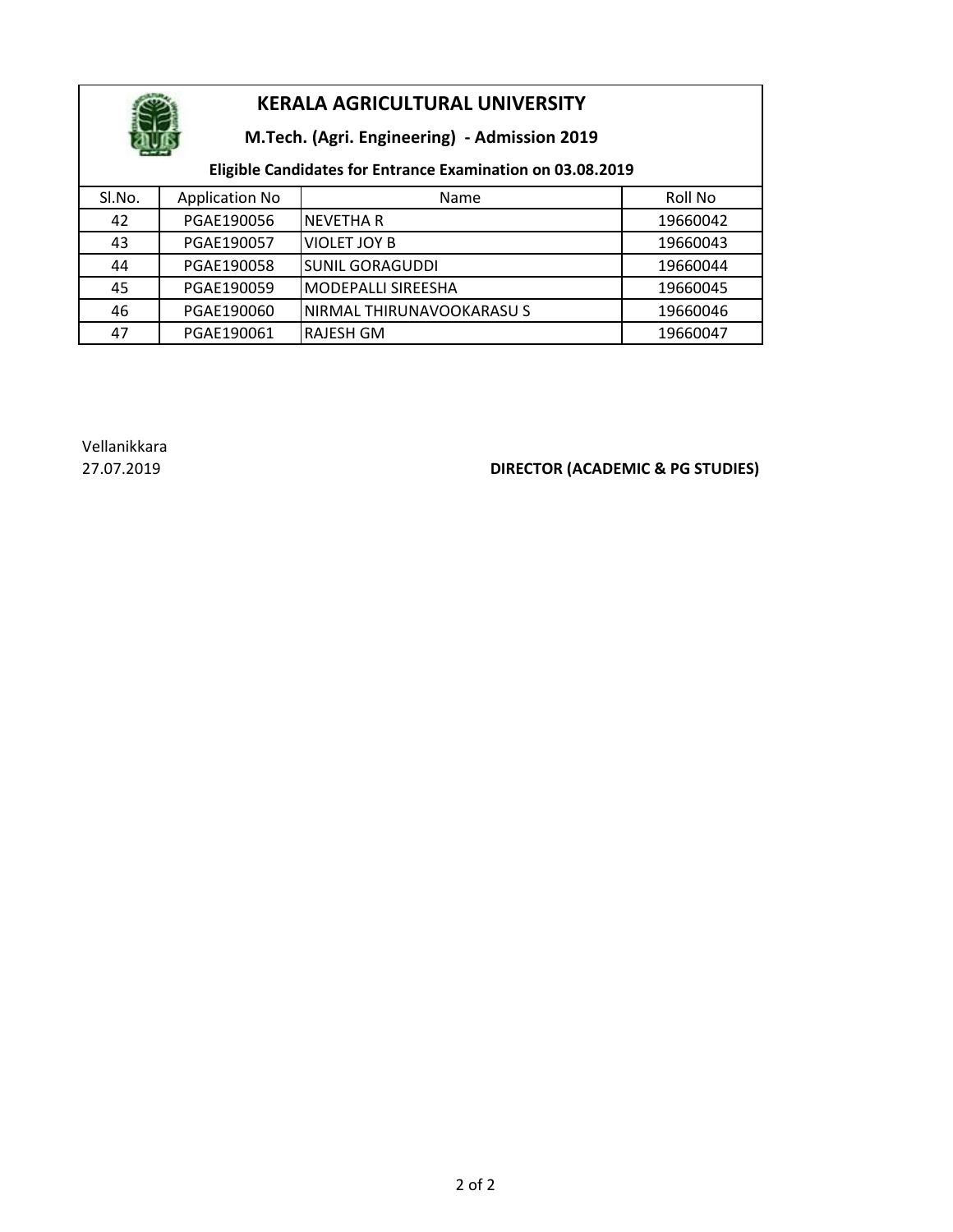# KERALA AGRICULTURAL UNIVERSITY

## M.Tech. (Agri. Engineering) - Admission 2019

### Eligible Candidates for Entrance Examination on 03.08.2019

| Sl.No. | Application No | Name | Roll No |
|---|---|---|---|
| 42 | PGAE190056 | NEVETHA R | 19660042 |
| 43 | PGAE190057 | VIOLET JOY B | 19660043 |
| 44 | PGAE190058 | SUNIL GORAGUDDI | 19660044 |
| 45 | PGAE190059 | MODEPALLI SIREESHA | 19660045 |
| 46 | PGAE190060 | NIRMAL THIRUNAVOOKARASU S | 19660046 |
| 47 | PGAE190061 | RAJESH GM | 19660047 |

Vellanikkara
27.07.2019

**DIRECTOR (ACADEMIC & PG STUDIES)**